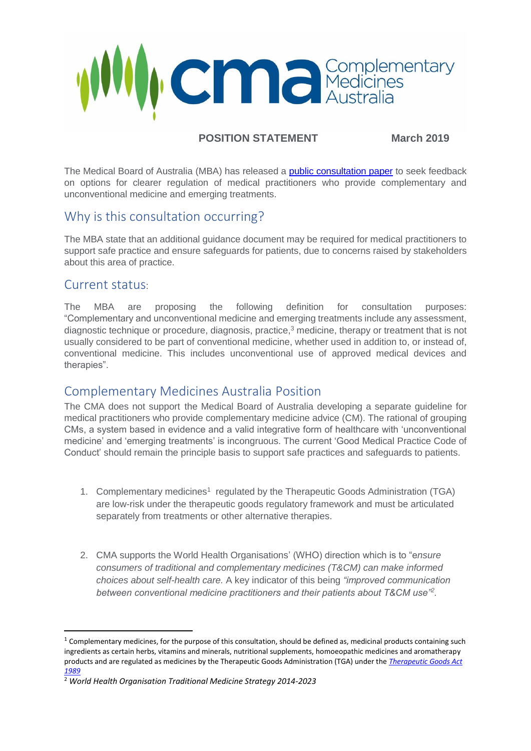# cma Complementary Medicines Australia

**POSITION STATEMENT** **March 2019**

The Medical Board of Australia (MBA) has released a [public consultation paper]() to seek feedback on options for clearer regulation of medical practitioners who provide complementary and unconventional medicine and emerging treatments.

## Why is this consultation occurring?

The MBA state that an additional guidance document may be required for medical practitioners to support safe practice and ensure safeguards for patients, due to concerns raised by stakeholders about this area of practice.

## Current status:

The MBA are proposing the following definition for consultation purposes: "Complementary and unconventional medicine and emerging treatments include any assessment, diagnostic technique or procedure, diagnosis, practice,[3] medicine, therapy or treatment that is not usually considered to be part of conventional medicine, whether used in addition to, or instead of, conventional medicine. This includes unconventional use of approved medical devices and therapies".

## Complementary Medicines Australia Position

The CMA does not support the Medical Board of Australia developing a separate guideline for medical practitioners who provide complementary medicine advice (CM). The rational of grouping CMs, a system based in evidence and a valid integrative form of healthcare with 'unconventional medicine' and 'emerging treatments' is incongruous. The current 'Good Medical Practice Code of Conduct' should remain the principle basis to support safe practices and safeguards to patients.

1. Complementary medicines[1] regulated by the Therapeutic Goods Administration (TGA) are low-risk under the therapeutic goods regulatory framework and must be articulated separately from treatments or other alternative therapies.

2. CMA supports the World Health Organisations' (WHO) direction which is to "*ensure consumers of traditional and complementary medicines (T&CM) can make informed choices about self-health care.* A key indicator of this being *"improved communication between conventional medicine practitioners and their patients about T&CM use"*[2].

---

[1] Complementary medicines, for the purpose of this consultation, should be defined as, medicinal products containing such ingredients as certain herbs, vitamins and minerals, nutritional supplements, homoeopathic medicines and aromatherapy products and are regulated as medicines by the Therapeutic Goods Administration (TGA) under the *[Therapeutic Goods Act 1989]()*

[2] *World Health Organisation Traditional Medicine Strategy 2014-2023*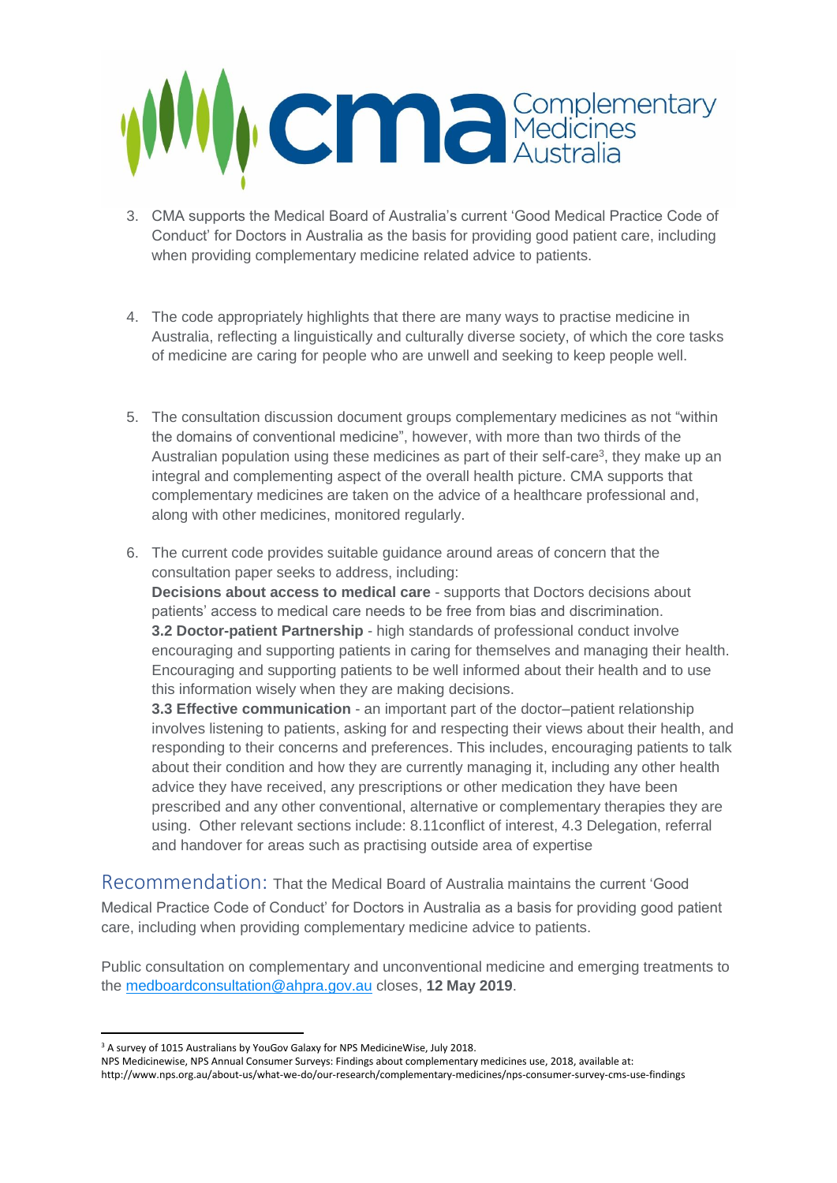3. CMA supports the Medical Board of Australia's current 'Good Medical Practice Code of Conduct' for Doctors in Australia as the basis for providing good patient care, including when providing complementary medicine related advice to patients.

4. The code appropriately highlights that there are many ways to practise medicine in Australia, reflecting a linguistically and culturally diverse society, of which the core tasks of medicine are caring for people who are unwell and seeking to keep people well.

5. The consultation discussion document groups complementary medicines as not "within the domains of conventional medicine", however, with more than two thirds of the Australian population using these medicines as part of their self-care[3], they make up an integral and complementing aspect of the overall health picture. CMA supports that complementary medicines are taken on the advice of a healthcare professional and, along with other medicines, monitored regularly.

6. The current code provides suitable guidance around areas of concern that the consultation paper seeks to address, including:
   **Decisions about access to medical care** - supports that Doctors decisions about patients' access to medical care needs to be free from bias and discrimination.
   **3.2 Doctor-patient Partnership** - high standards of professional conduct involve encouraging and supporting patients in caring for themselves and managing their health. Encouraging and supporting patients to be well informed about their health and to use this information wisely when they are making decisions.
   **3.3 Effective communication** - an important part of the doctor–patient relationship involves listening to patients, asking for and respecting their views about their health, and responding to their concerns and preferences. This includes, encouraging patients to talk about their condition and how they are currently managing it, including any other health advice they have received, any prescriptions or other medication they have been prescribed and any other conventional, alternative or complementary therapies they are using. Other relevant sections include: 8.11conflict of interest, 4.3 Delegation, referral and handover for areas such as practising outside area of expertise

## Recommendation:

That the Medical Board of Australia maintains the current 'Good Medical Practice Code of Conduct' for Doctors in Australia as a basis for providing good patient care, including when providing complementary medicine advice to patients.

Public consultation on complementary and unconventional medicine and emerging treatments to the medboardconsultation@ahpra.gov.au closes, **12 May 2019**.

---

[3] A survey of 1015 Australians by YouGov Galaxy for NPS MedicineWise, July 2018.
NPS Medicinewise, NPS Annual Consumer Surveys: Findings about complementary medicines use, 2018, available at: http://www.nps.org.au/about-us/what-we-do/our-research/complementary-medicines/nps-consumer-survey-cms-use-findings